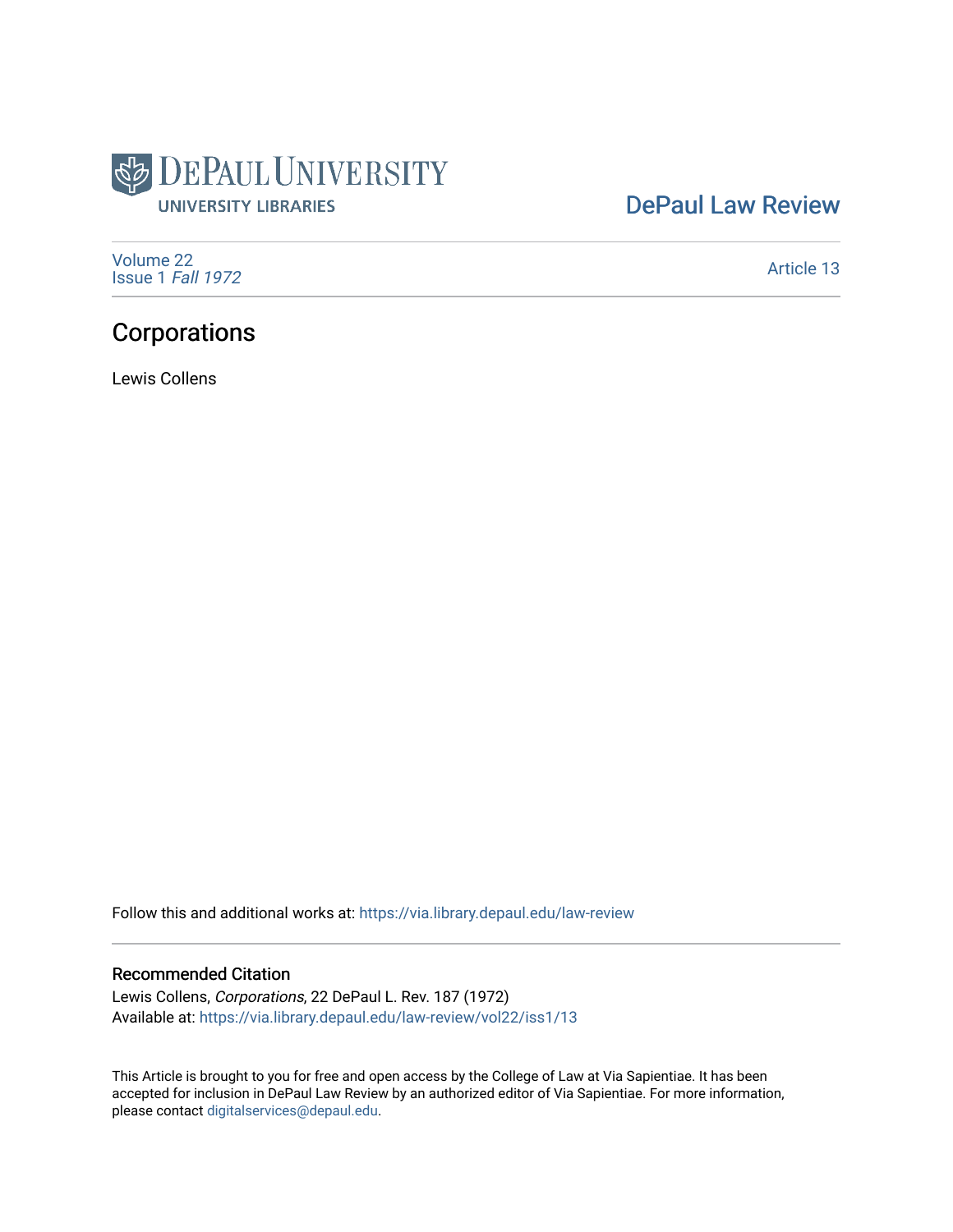DePaul University Libraries

DePaul Law Review

Volume 22
Issue 1 *Fall 1972*

Article 13

# Corporations

Lewis Collens

Follow this and additional works at: https://via.library.depaul.edu/law-review

## Recommended Citation

Lewis Collens, *Corporations*, 22 DePaul L. Rev. 187 (1972)
Available at: https://via.library.depaul.edu/law-review/vol22/iss1/13

This Article is brought to you for free and open access by the College of Law at Via Sapientiae. It has been accepted for inclusion in DePaul Law Review by an authorized editor of Via Sapientiae. For more information, please contact digitalservices@depaul.edu.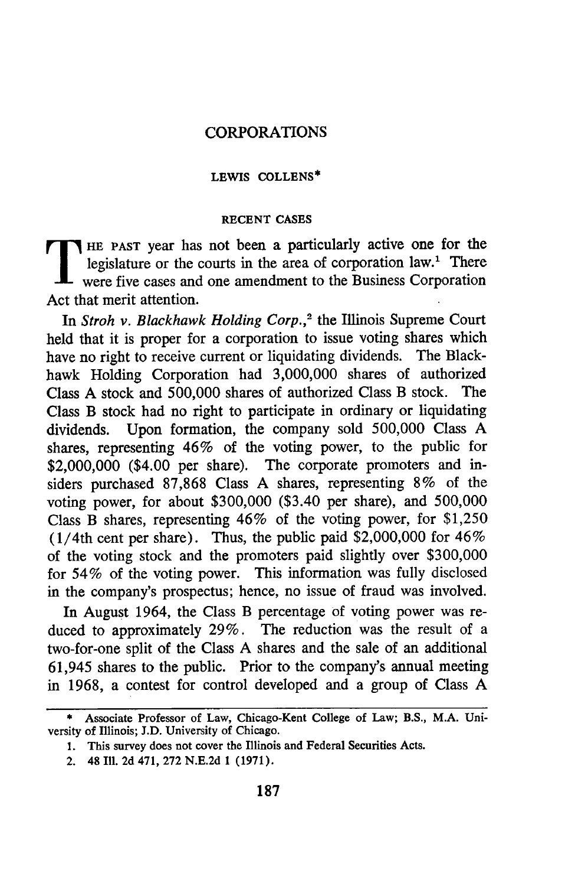# CORPORATIONS

LEWIS COLLENS*

## RECENT CASES

THE PAST year has not been a particularly active one for the legislature or the courts in the area of corporation law.[1] There were five cases and one amendment to the Business Corporation Act that merit attention.

In *Stroh v. Blackhawk Holding Corp.*,[2] the Illinois Supreme Court held that it is proper for a corporation to issue voting shares which have no right to receive current or liquidating dividends. The Blackhawk Holding Corporation had 3,000,000 shares of authorized Class A stock and 500,000 shares of authorized Class B stock. The Class B stock had no right to participate in ordinary or liquidating dividends. Upon formation, the company sold 500,000 Class A shares, representing 46% of the voting power, to the public for $2,000,000 ($4.00 per share). The corporate promoters and insiders purchased 87,868 Class A shares, representing 8% of the voting power, for about $300,000 ($3.40 per share), and 500,000 Class B shares, representing 46% of the voting power, for $1,250 (1/4th cent per share). Thus, the public paid $2,000,000 for 46% of the voting stock and the promoters paid slightly over $300,000 for 54% of the voting power. This information was fully disclosed in the company's prospectus; hence, no issue of fraud was involved.

In August 1964, the Class B percentage of voting power was reduced to approximately 29%. The reduction was the result of a two-for-one split of the Class A shares and the sale of an additional 61,945 shares to the public. Prior to the company's annual meeting in 1968, a contest for control developed and a group of Class A

---

\* Associate Professor of Law, Chicago-Kent College of Law; B.S., M.A. University of Illinois; J.D. University of Chicago.

1. This survey does not cover the Illinois and Federal Securities Acts.

2. 48 Ill. 2d 471, 272 N.E.2d 1 (1971).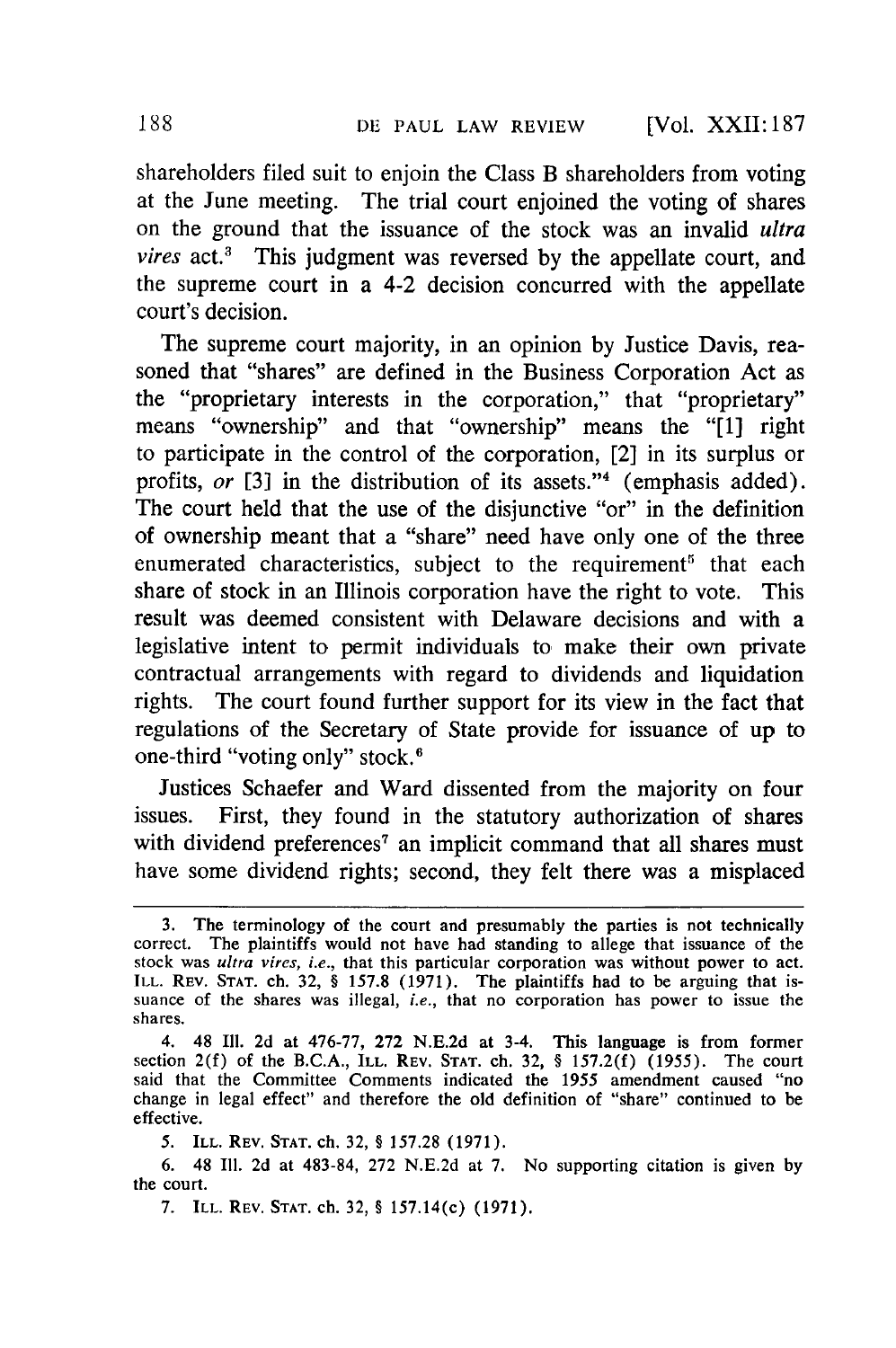shareholders filed suit to enjoin the Class B shareholders from voting at the June meeting. The trial court enjoined the voting of shares on the ground that the issuance of the stock was an invalid *ultra vires* act.[3] This judgment was reversed by the appellate court, and the supreme court in a 4-2 decision concurred with the appellate court's decision.

The supreme court majority, in an opinion by Justice Davis, reasoned that "shares" are defined in the Business Corporation Act as the "proprietary interests in the corporation," that "proprietary" means "ownership" and that "ownership" means the "[1] right to participate in the control of the corporation, [2] in its surplus or profits, *or* [3] in the distribution of its assets."[4] (emphasis added). The court held that the use of the disjunctive "or" in the definition of ownership meant that a "share" need have only one of the three enumerated characteristics, subject to the requirement[5] that each share of stock in an Illinois corporation have the right to vote. This result was deemed consistent with Delaware decisions and with a legislative intent to permit individuals to make their own private contractual arrangements with regard to dividends and liquidation rights. The court found further support for its view in the fact that regulations of the Secretary of State provide for issuance of up to one-third "voting only" stock.[6]

Justices Schaefer and Ward dissented from the majority on four issues. First, they found in the statutory authorization of shares with dividend preferences[7] an implicit command that all shares must have some dividend rights; second, they felt there was a misplaced

---

3. The terminology of the court and presumably the parties is not technically correct. The plaintiffs would not have had standing to allege that issuance of the stock was *ultra vires*, *i.e.*, that this particular corporation was without power to act. ILL. REV. STAT. ch. 32, § 157.8 (1971). The plaintiffs had to be arguing that issuance of the shares was illegal, *i.e.*, that no corporation has power to issue the shares.

4. 48 Ill. 2d at 476-77, 272 N.E.2d at 3-4. This language is from former section 2(f) of the B.C.A., ILL. REV. STAT. ch. 32, § 157.2(f) (1955). The court said that the Committee Comments indicated the 1955 amendment caused "no change in legal effect" and therefore the old definition of "share" continued to be effective.

5. ILL. REV. STAT. ch. 32, § 157.28 (1971).

6. 48 Ill. 2d at 483-84, 272 N.E.2d at 7. No supporting citation is given by the court.

7. ILL. REV. STAT. ch. 32, § 157.14(c) (1971).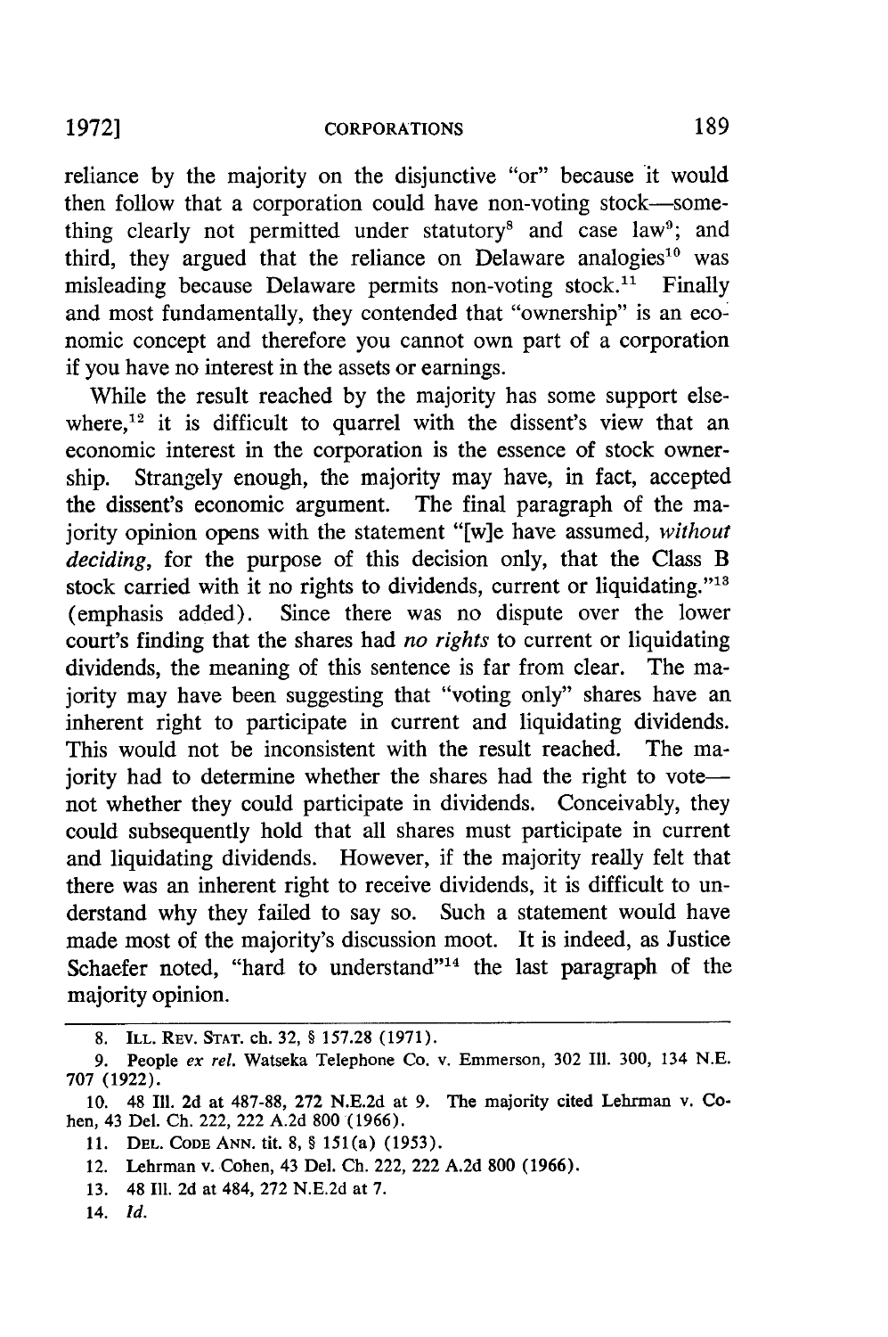reliance by the majority on the disjunctive "or" because it would then follow that a corporation could have non-voting stock—something clearly not permitted under statutory[8] and case law[9]; and third, they argued that the reliance on Delaware analogies[10] was misleading because Delaware permits non-voting stock.[11] Finally and most fundamentally, they contended that "ownership" is an economic concept and therefore you cannot own part of a corporation if you have no interest in the assets or earnings.

While the result reached by the majority has some support elsewhere,[12] it is difficult to quarrel with the dissent's view that an economic interest in the corporation is the essence of stock ownership. Strangely enough, the majority may have, in fact, accepted the dissent's economic argument. The final paragraph of the majority opinion opens with the statement "[w]e have assumed, *without deciding*, for the purpose of this decision only, that the Class B stock carried with it no rights to dividends, current or liquidating."[13] (emphasis added). Since there was no dispute over the lower court's finding that the shares had *no rights* to current or liquidating dividends, the meaning of this sentence is far from clear. The majority may have been suggesting that "voting only" shares have an inherent right to participate in current and liquidating dividends. This would not be inconsistent with the result reached. The majority had to determine whether the shares had the right to vote—not whether they could participate in dividends. Conceivably, they could subsequently hold that all shares must participate in current and liquidating dividends. However, if the majority really felt that there was an inherent right to receive dividends, it is difficult to understand why they failed to say so. Such a statement would have made most of the majority's discussion moot. It is indeed, as Justice Schaefer noted, "hard to understand"[14] the last paragraph of the majority opinion.

---

8. ILL. REV. STAT. ch. 32, § 157.28 (1971).

9. People *ex rel.* Watseka Telephone Co. v. Emmerson, 302 Ill. 300, 134 N.E. 707 (1922).

10. 48 Ill. 2d at 487-88, 272 N.E.2d at 9. The majority cited Lehrman v. Cohen, 43 Del. Ch. 222, 222 A.2d 800 (1966).

11. DEL. CODE ANN. tit. 8, § 151(a) (1953).

12. Lehrman v. Cohen, 43 Del. Ch. 222, 222 A.2d 800 (1966).

13. 48 Ill. 2d at 484, 272 N.E.2d at 7.

14. *Id.*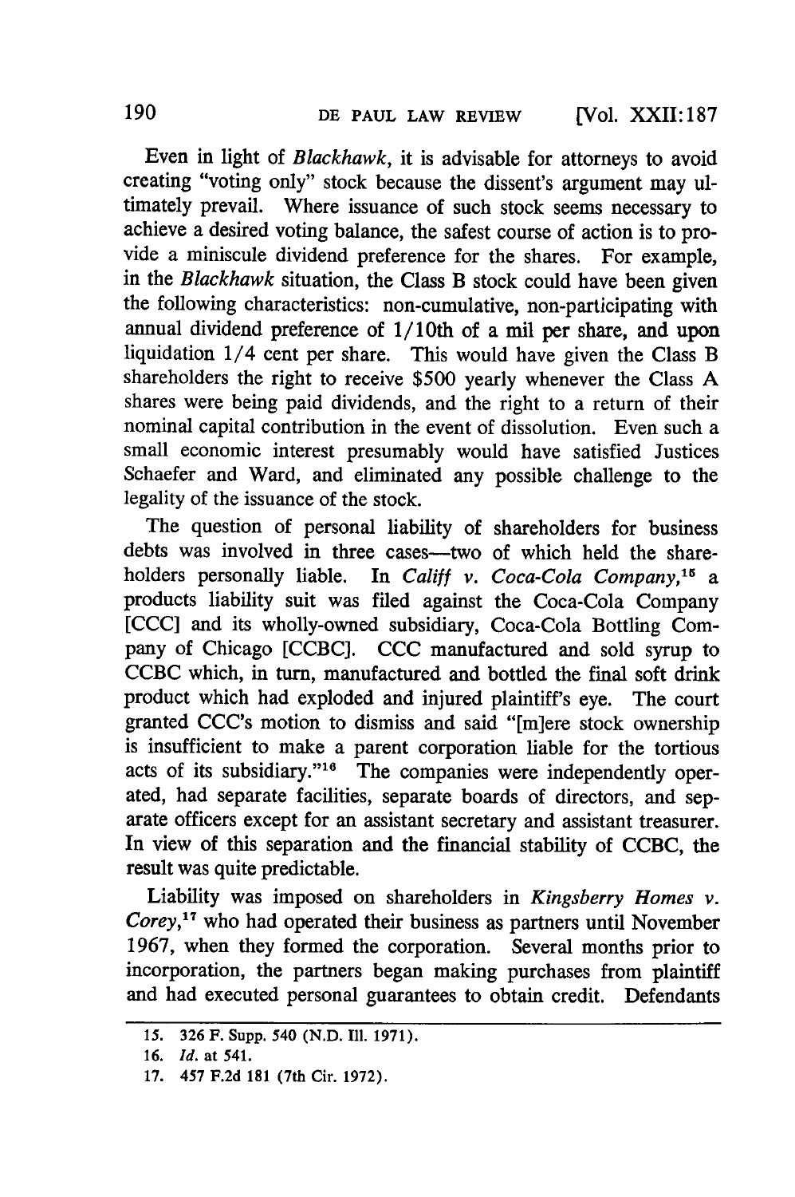Even in light of *Blackhawk*, it is advisable for attorneys to avoid creating "voting only" stock because the dissent's argument may ultimately prevail. Where issuance of such stock seems necessary to achieve a desired voting balance, the safest course of action is to provide a miniscule dividend preference for the shares. For example, in the *Blackhawk* situation, the Class B stock could have been given the following characteristics: non-cumulative, non-participating with annual dividend preference of 1/10th of a mil per share, and upon liquidation 1/4 cent per share. This would have given the Class B shareholders the right to receive $500 yearly whenever the Class A shares were being paid dividends, and the right to a return of their nominal capital contribution in the event of dissolution. Even such a small economic interest presumably would have satisfied Justices Schaefer and Ward, and eliminated any possible challenge to the legality of the issuance of the stock.

The question of personal liability of shareholders for business debts was involved in three cases—two of which held the shareholders personally liable. In *Califf v. Coca-Cola Company*,[15] a products liability suit was filed against the Coca-Cola Company [CCC] and its wholly-owned subsidiary, Coca-Cola Bottling Company of Chicago [CCBC]. CCC manufactured and sold syrup to CCBC which, in turn, manufactured and bottled the final soft drink product which had exploded and injured plaintiff's eye. The court granted CCC's motion to dismiss and said "[m]ere stock ownership is insufficient to make a parent corporation liable for the tortious acts of its subsidiary."[16] The companies were independently operated, had separate facilities, separate boards of directors, and separate officers except for an assistant secretary and assistant treasurer. In view of this separation and the financial stability of CCBC, the result was quite predictable.

Liability was imposed on shareholders in *Kingsberry Homes v. Corey*,[17] who had operated their business as partners until November 1967, when they formed the corporation. Several months prior to incorporation, the partners began making purchases from plaintiff and had executed personal guarantees to obtain credit. Defendants

---

15. 326 F. Supp. 540 (N.D. Ill. 1971).

16. *Id.* at 541.

17. 457 F.2d 181 (7th Cir. 1972).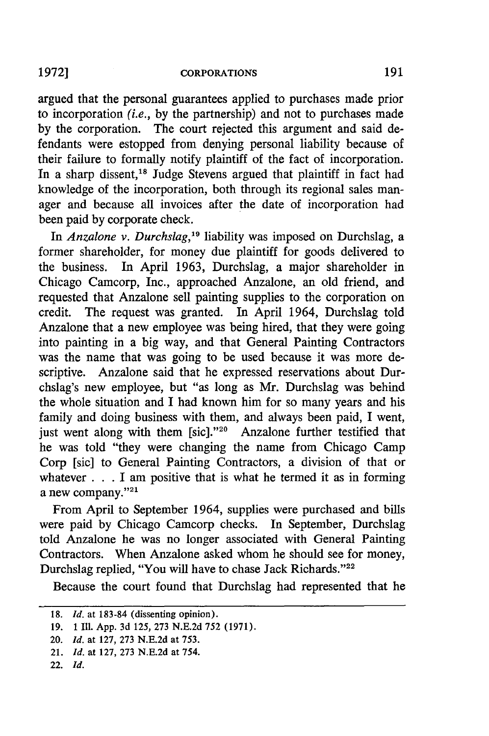argued that the personal guarantees applied to purchases made prior to incorporation (*i.e.*, by the partnership) and not to purchases made by the corporation. The court rejected this argument and said defendants were estopped from denying personal liability because of their failure to formally notify plaintiff of the fact of incorporation. In a sharp dissent,[18] Judge Stevens argued that plaintiff in fact had knowledge of the incorporation, both through its regional sales manager and because all invoices after the date of incorporation had been paid by corporate check.

In *Anzalone v. Durchslag*,[19] liability was imposed on Durchslag, a former shareholder, for money due plaintiff for goods delivered to the business. In April 1963, Durchslag, a major shareholder in Chicago Camcorp, Inc., approached Anzalone, an old friend, and requested that Anzalone sell painting supplies to the corporation on credit. The request was granted. In April 1964, Durchslag told Anzalone that a new employee was being hired, that they were going into painting in a big way, and that General Painting Contractors was the name that was going to be used because it was more descriptive. Anzalone said that he expressed reservations about Durchslag's new employee, but "as long as Mr. Durchslag was behind the whole situation and I had known him for so many years and his family and doing business with them, and always been paid, I went, just went along with them [sic]."[20] Anzalone further testified that he was told "they were changing the name from Chicago Camp Corp [sic] to General Painting Contractors, a division of that or whatever . . . I am positive that is what he termed it as in forming a new company."[21]

From April to September 1964, supplies were purchased and bills were paid by Chicago Camcorp checks. In September, Durchslag told Anzalone he was no longer associated with General Painting Contractors. When Anzalone asked whom he should see for money, Durchslag replied, "You will have to chase Jack Richards."[22]

Because the court found that Durchslag had represented that he

---

18. *Id.* at 183-84 (dissenting opinion).
19. 1 Ill. App. 3d 125, 273 N.E.2d 752 (1971).
20. *Id.* at 127, 273 N.E.2d at 753.
21. *Id.* at 127, 273 N.E.2d at 754.
22. *Id.*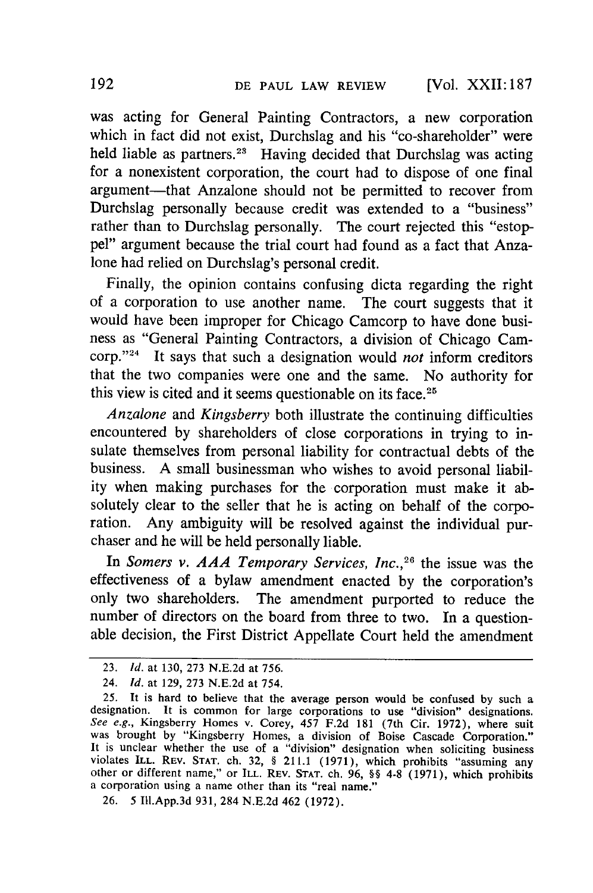was acting for General Painting Contractors, a new corporation which in fact did not exist, Durchslag and his "co-shareholder" were held liable as partners.[23] Having decided that Durchslag was acting for a nonexistent corporation, the court had to dispose of one final argument—that Anzalone should not be permitted to recover from Durchslag personally because credit was extended to a "business" rather than to Durchslag personally. The court rejected this "estoppel" argument because the trial court had found as a fact that Anzalone had relied on Durchslag's personal credit.

Finally, the opinion contains confusing dicta regarding the right of a corporation to use another name. The court suggests that it would have been improper for Chicago Camcorp to have done business as "General Painting Contractors, a division of Chicago Camcorp."[24] It says that such a designation would *not* inform creditors that the two companies were one and the same. No authority for this view is cited and it seems questionable on its face.[25]

*Anzalone* and *Kingsberry* both illustrate the continuing difficulties encountered by shareholders of close corporations in trying to insulate themselves from personal liability for contractual debts of the business. A small businessman who wishes to avoid personal liability when making purchases for the corporation must make it absolutely clear to the seller that he is acting on behalf of the corporation. Any ambiguity will be resolved against the individual purchaser and he will be held personally liable.

In *Somers v. AAA Temporary Services, Inc.*,[26] the issue was the effectiveness of a bylaw amendment enacted by the corporation's only two shareholders. The amendment purported to reduce the number of directors on the board from three to two. In a questionable decision, the First District Appellate Court held the amendment

---

23. *Id.* at 130, 273 N.E.2d at 756.

24. *Id.* at 129, 273 N.E.2d at 754.

25. It is hard to believe that the average person would be confused by such a designation. It is common for large corporations to use "division" designations. *See e.g.*, Kingsberry Homes v. Corey, 457 F.2d 181 (7th Cir. 1972), where suit was brought by "Kingsberry Homes, a division of Boise Cascade Corporation." It is unclear whether the use of a "division" designation when soliciting business violates ILL. REV. STAT. ch. 32, § 211.1 (1971), which prohibits "assuming any other or different name," or ILL. REV. STAT. ch. 96, §§ 4-8 (1971), which prohibits a corporation using a name other than its "real name."

26. 5 Ill.App.3d 931, 284 N.E.2d 462 (1972).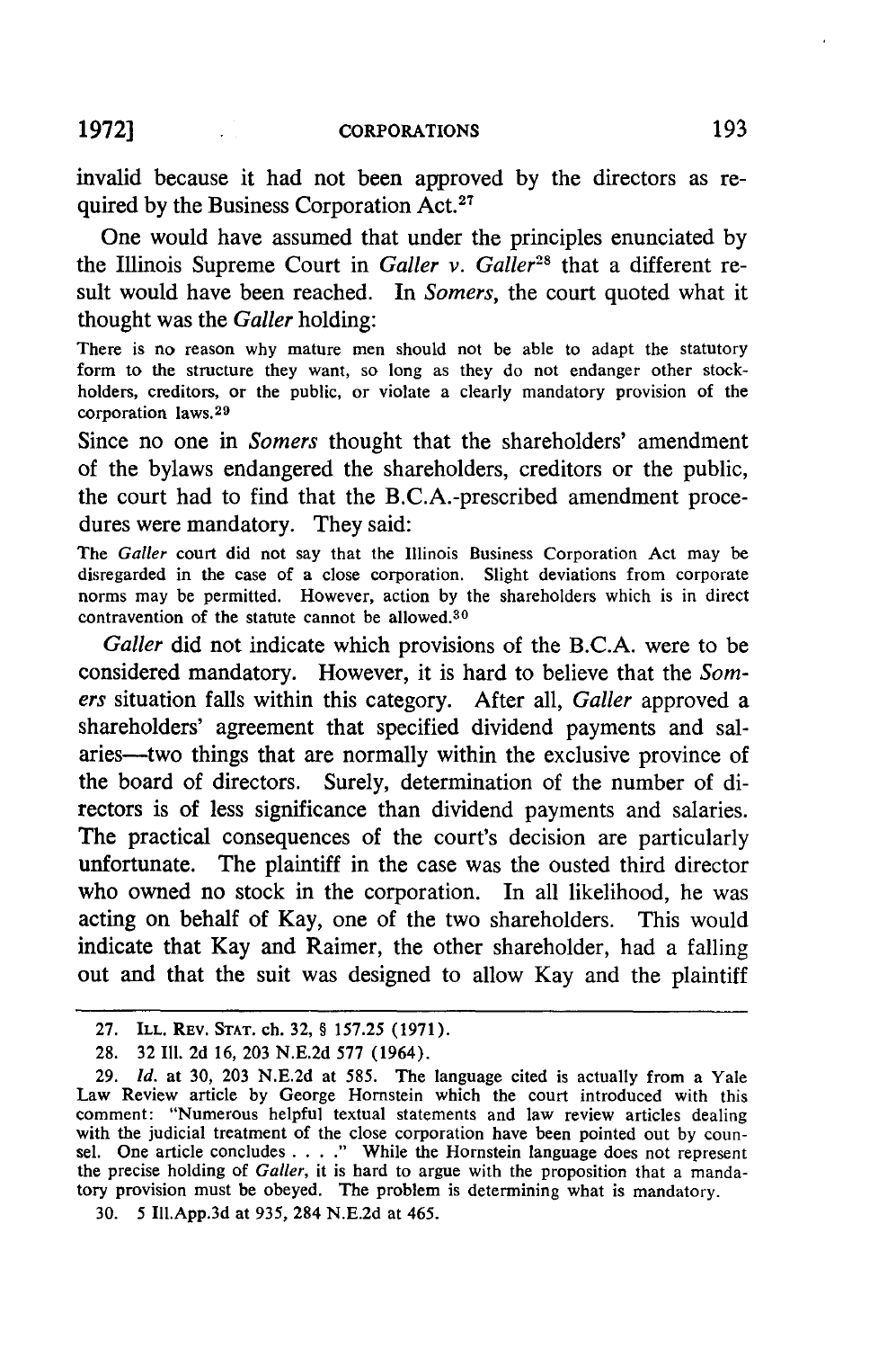invalid because it had not been approved by the directors as required by the Business Corporation Act.[27]

One would have assumed that under the principles enunciated by the Illinois Supreme Court in *Galler v. Galler*[28] that a different result would have been reached. In *Somers*, the court quoted what it thought was the *Galler* holding:

> There is no reason why mature men should not be able to adapt the statutory form to the structure they want, so long as they do not endanger other stockholders, creditors, or the public, or violate a clearly mandatory provision of the corporation laws.[29]

Since no one in *Somers* thought that the shareholders' amendment of the bylaws endangered the shareholders, creditors or the public, the court had to find that the B.C.A.-prescribed amendment procedures were mandatory. They said:

> The *Galler* court did not say that the Illinois Business Corporation Act may be disregarded in the case of a close corporation. Slight deviations from corporate norms may be permitted. However, action by the shareholders which is in direct contravention of the statute cannot be allowed.[30]

*Galler* did not indicate which provisions of the B.C.A. were to be considered mandatory. However, it is hard to believe that the *Somers* situation falls within this category. After all, *Galler* approved a shareholders' agreement that specified dividend payments and salaries—two things that are normally within the exclusive province of the board of directors. Surely, determination of the number of directors is of less significance than dividend payments and salaries. The practical consequences of the court's decision are particularly unfortunate. The plaintiff in the case was the ousted third director who owned no stock in the corporation. In all likelihood, he was acting on behalf of Kay, one of the two shareholders. This would indicate that Kay and Raimer, the other shareholder, had a falling out and that the suit was designed to allow Kay and the plaintiff

---

27. ILL. REV. STAT. ch. 32, § 157.25 (1971).

28. 32 Ill. 2d 16, 203 N.E.2d 577 (1964).

29. *Id.* at 30, 203 N.E.2d at 585. The language cited is actually from a Yale Law Review article by George Hornstein which the court introduced with this comment: "Numerous helpful textual statements and law review articles dealing with the judicial treatment of the close corporation have been pointed out by counsel. One article concludes . . . ." While the Hornstein language does not represent the precise holding of *Galler*, it is hard to argue with the proposition that a mandatory provision must be obeyed. The problem is determining what is mandatory.

30. 5 Ill.App.3d at 935, 284 N.E.2d at 465.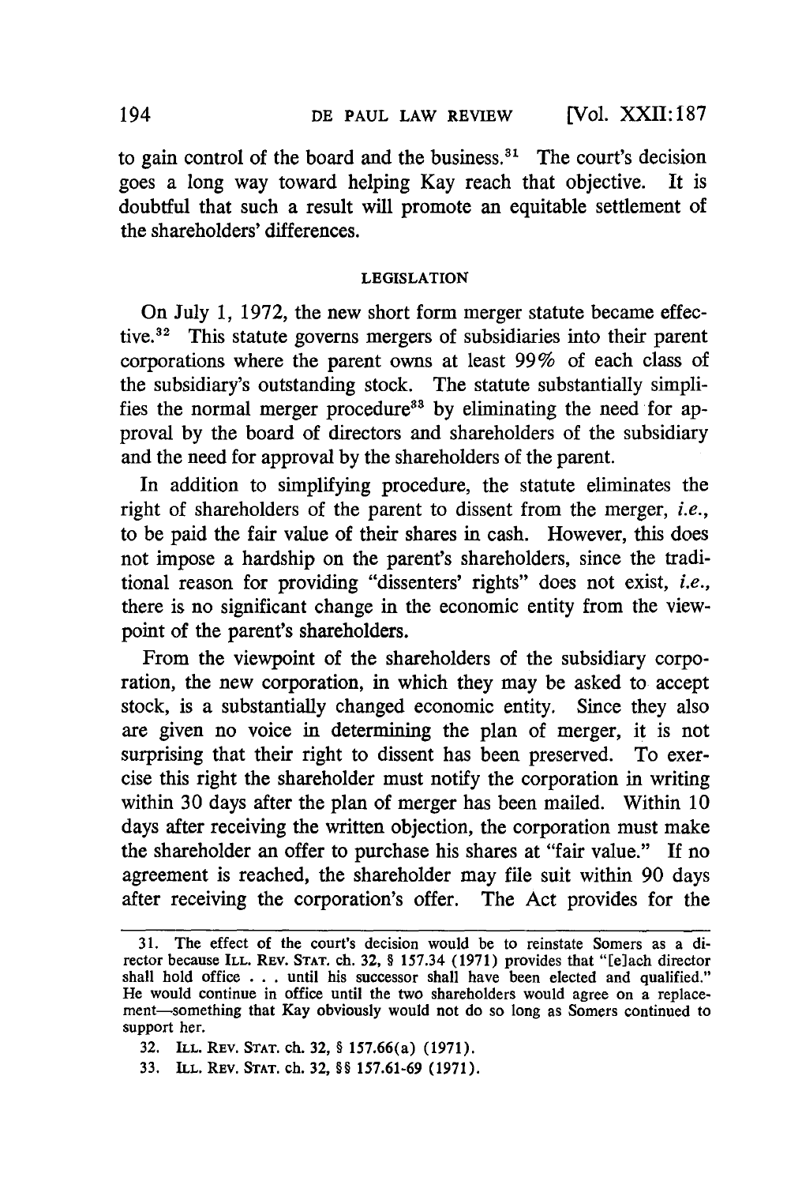to gain control of the board and the business.[31] The court's decision goes a long way toward helping Kay reach that objective. It is doubtful that such a result will promote an equitable settlement of the shareholders' differences.

## LEGISLATION

On July 1, 1972, the new short form merger statute became effective.[32] This statute governs mergers of subsidiaries into their parent corporations where the parent owns at least 99% of each class of the subsidiary's outstanding stock. The statute substantially simplifies the normal merger procedure[33] by eliminating the need for approval by the board of directors and shareholders of the subsidiary and the need for approval by the shareholders of the parent.

In addition to simplifying procedure, the statute eliminates the right of shareholders of the parent to dissent from the merger, *i.e.*, to be paid the fair value of their shares in cash. However, this does not impose a hardship on the parent's shareholders, since the traditional reason for providing "dissenters' rights" does not exist, *i.e.*, there is no significant change in the economic entity from the viewpoint of the parent's shareholders.

From the viewpoint of the shareholders of the subsidiary corporation, the new corporation, in which they may be asked to accept stock, is a substantially changed economic entity. Since they also are given no voice in determining the plan of merger, it is not surprising that their right to dissent has been preserved. To exercise this right the shareholder must notify the corporation in writing within 30 days after the plan of merger has been mailed. Within 10 days after receiving the written objection, the corporation must make the shareholder an offer to purchase his shares at "fair value." If no agreement is reached, the shareholder may file suit within 90 days after receiving the corporation's offer. The Act provides for the

---

31. The effect of the court's decision would be to reinstate Somers as a director because ILL. REV. STAT. ch. 32, § 157.34 (1971) provides that "[e]ach director shall hold office . . . until his successor shall have been elected and qualified." He would continue in office until the two shareholders would agree on a replacement—something that Kay obviously would not do so long as Somers continued to support her.

32. ILL. REV. STAT. ch. 32, § 157.66(a) (1971).

33. ILL. REV. STAT. ch. 32, §§ 157.61-69 (1971).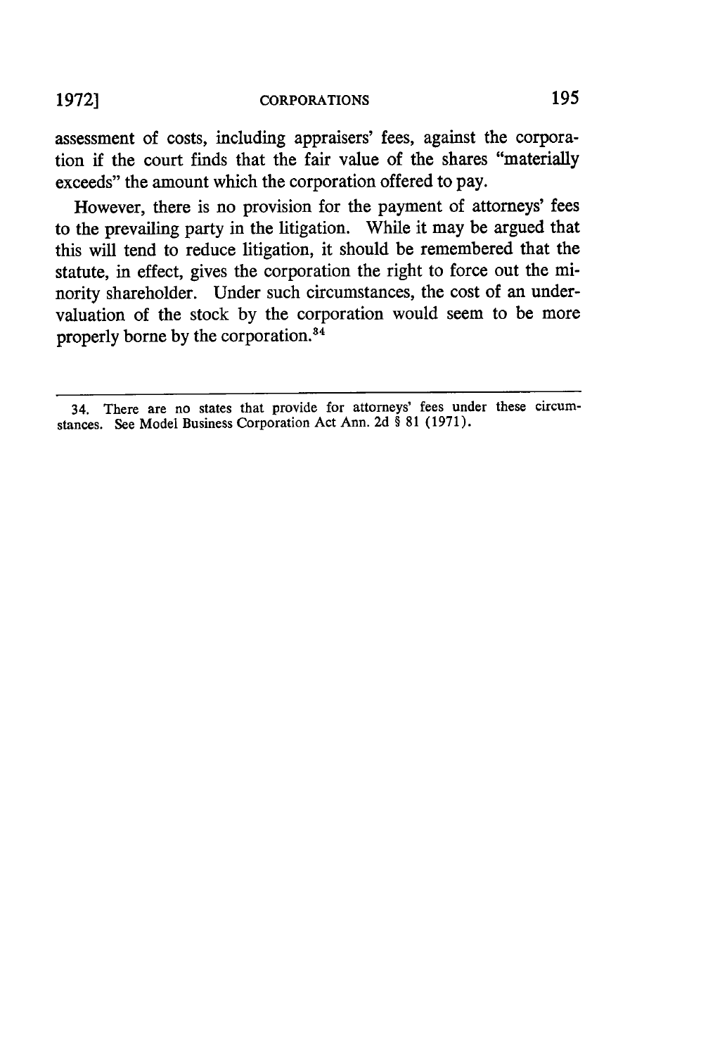assessment of costs, including appraisers' fees, against the corporation if the court finds that the fair value of the shares "materially exceeds" the amount which the corporation offered to pay.

However, there is no provision for the payment of attorneys' fees to the prevailing party in the litigation. While it may be argued that this will tend to reduce litigation, it should be remembered that the statute, in effect, gives the corporation the right to force out the minority shareholder. Under such circumstances, the cost of an undervaluation of the stock by the corporation would seem to be more properly borne by the corporation.[34]

---

34. There are no states that provide for attorneys' fees under these circumstances. See Model Business Corporation Act Ann. 2d § 81 (1971).